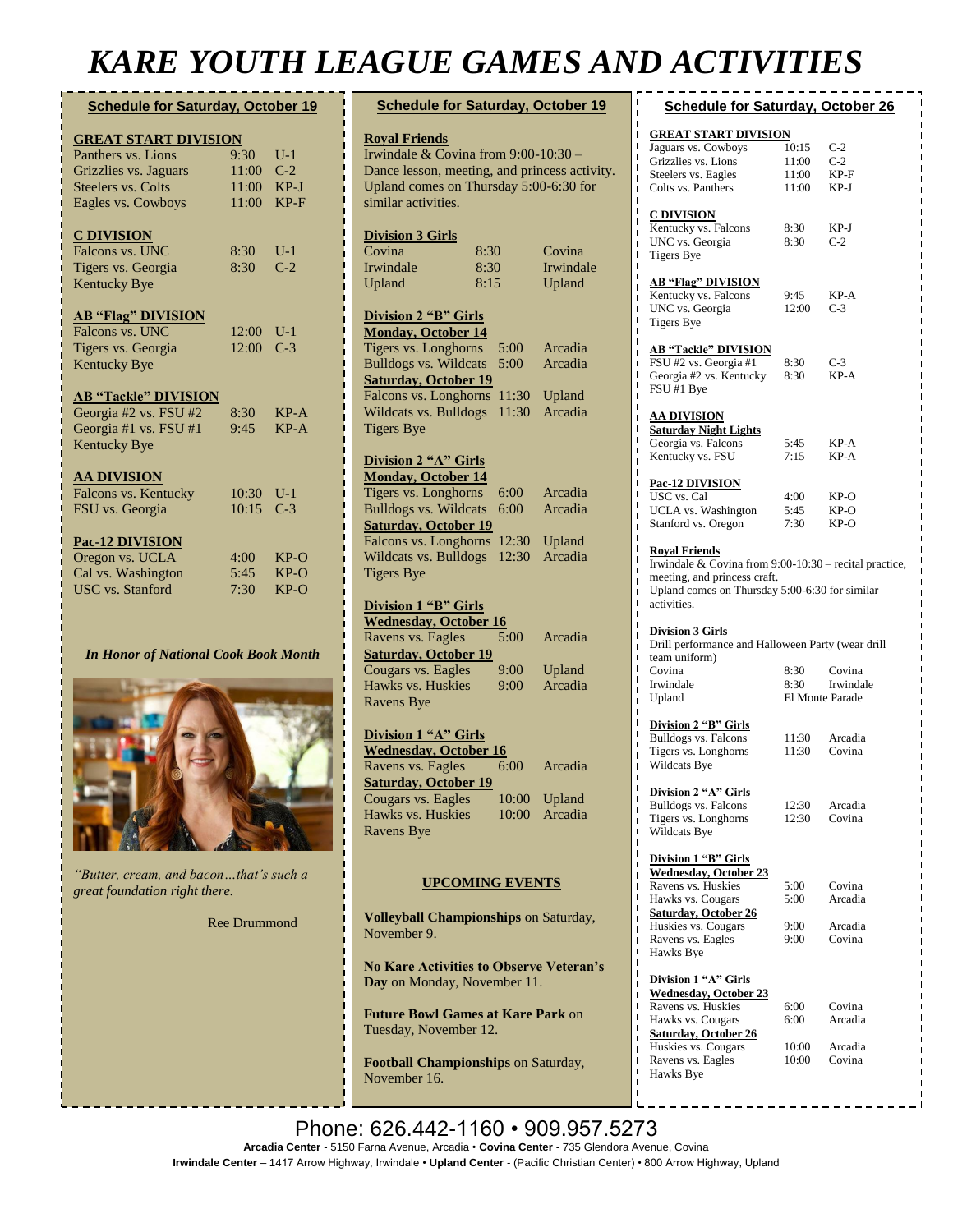# KARE YOUTH LEAGUE GAMES AND ACTIVITIES

## Schedule for Saturday, October 19

**GREAT START DIVISION**

| | | |
|---|---|---|
| Panthers vs. Lions | 9:30 | U-1 |
| Grizzlies vs. Jaguars | 11:00 | C-2 |
| Steelers vs. Colts | 11:00 | KP-J |
| Eagles vs. Cowboys | 11:00 | KP-F |

**C DIVISION**

| | | |
|---|---|---|
| Falcons vs. UNC | 8:30 | U-1 |
| Tigers vs. Georgia | 8:30 | C-2 |
| Kentucky Bye | | |

**AB "Flag" DIVISION**

| | | |
|---|---|---|
| Falcons vs. UNC | 12:00 | U-1 |
| Tigers vs. Georgia | 12:00 | C-3 |
| Kentucky Bye | | |

**AB "Tackle" DIVISION**

| | | |
|---|---|---|
| Georgia #2 vs. FSU #2 | 8:30 | KP-A |
| Georgia #1 vs. FSU #1 | 9:45 | KP-A |
| Kentucky Bye | | |

**AA DIVISION**

| | | |
|---|---|---|
| Falcons vs. Kentucky | 10:30 | U-1 |
| FSU vs. Georgia | 10:15 | C-3 |

**Pac-12 DIVISION**

| | | |
|---|---|---|
| Oregon vs. UCLA | 4:00 | KP-O |
| Cal vs. Washington | 5:45 | KP-O |
| USC vs. Stanford | 7:30 | KP-O |

***In Honor of National Cook Book Month***

*"Butter, cream, and bacon…that's such a great foundation right there.*

Ree Drummond

## Schedule for Saturday, October 19

**Royal Friends**

Irwindale & Covina from 9:00-10:30 – Dance lesson, meeting, and princess activity. Upland comes on Thursday 5:00-6:30 for similar activities.

**Division 3 Girls**

| | | |
|---|---|---|
| Covina | 8:30 | Covina |
| Irwindale | 8:30 | Irwindale |
| Upland | 8:15 | Upland |

**Division 2 "B" Girls**

**Monday, October 14**

| | | |
|---|---|---|
| Tigers vs. Longhorns | 5:00 | Arcadia |
| Bulldogs vs. Wildcats | 5:00 | Arcadia |

**Saturday, October 19**

| | | |
|---|---|---|
| Falcons vs. Longhorns | 11:30 | Upland |
| Wildcats vs. Bulldogs | 11:30 | Arcadia |
| Tigers Bye | | |

**Division 2 "A" Girls**

**Monday, October 14**

| | | |
|---|---|---|
| Tigers vs. Longhorns | 6:00 | Arcadia |
| Bulldogs vs. Wildcats | 6:00 | Arcadia |

**Saturday, October 19**

| | | |
|---|---|---|
| Falcons vs. Longhorns | 12:30 | Upland |
| Wildcats vs. Bulldogs | 12:30 | Arcadia |
| Tigers Bye | | |

**Division 1 "B" Girls**

**Wednesday, October 16**

| | | |
|---|---|---|
| Ravens vs. Eagles | 5:00 | Arcadia |

**Saturday, October 19**

| | | |
|---|---|---|
| Cougars vs. Eagles | 9:00 | Upland |
| Hawks vs. Huskies | 9:00 | Arcadia |
| Ravens Bye | | |

**Division 1 "A" Girls**

**Wednesday, October 16**

| | | |
|---|---|---|
| Ravens vs. Eagles | 6:00 | Arcadia |

**Saturday, October 19**

| | | |
|---|---|---|
| Cougars vs. Eagles | 10:00 | Upland |
| Hawks vs. Huskies | 10:00 | Arcadia |
| Ravens Bye | | |

### UPCOMING EVENTS

**Volleyball Championships** on Saturday, November 9.

**No Kare Activities to Observe Veteran's Day** on Monday, November 11.

**Future Bowl Games at Kare Park** on Tuesday, November 12.

**Football Championships** on Saturday, November 16.

## Schedule for Saturday, October 26

**GREAT START DIVISION**

| | | |
|---|---|---|
| Jaguars vs. Cowboys | 10:15 | C-2 |
| Grizzlies vs. Lions | 11:00 | C-2 |
| Steelers vs. Eagles | 11:00 | KP-F |
| Colts vs. Panthers | 11:00 | KP-J |

**C DIVISION**

| | | |
|---|---|---|
| Kentucky vs. Falcons | 8:30 | KP-J |
| UNC vs. Georgia | 8:30 | C-2 |
| Tigers Bye | | |

**AB "Flag" DIVISION**

| | | |
|---|---|---|
| Kentucky vs. Falcons | 9:45 | KP-A |
| UNC vs. Georgia | 12:00 | C-3 |
| Tigers Bye | | |

**AB "Tackle" DIVISION**

| | | |
|---|---|---|
| FSU #2 vs. Georgia #1 | 8:30 | C-3 |
| Georgia #2 vs. Kentucky | 8:30 | KP-A |
| FSU #1 Bye | | |

**AA DIVISION**

**Saturday Night Lights**

| | | |
|---|---|---|
| Georgia vs. Falcons | 5:45 | KP-A |
| Kentucky vs. FSU | 7:15 | KP-A |

**Pac-12 DIVISION**

| | | |
|---|---|---|
| USC vs. Cal | 4:00 | KP-O |
| UCLA vs. Washington | 5:45 | KP-O |
| Stanford vs. Oregon | 7:30 | KP-O |

**Royal Friends**

Irwindale & Covina from 9:00-10:30 – recital practice, meeting, and princess craft.
Upland comes on Thursday 5:00-6:30 for similar activities.

**Division 3 Girls**

Drill performance and Halloween Party (wear drill team uniform)

| | | |
|---|---|---|
| Covina | 8:30 | Covina |
| Irwindale | 8:30 | Irwindale |
| Upland | El Monte Parade | |

**Division 2 "B" Girls**

| | | |
|---|---|---|
| Bulldogs vs. Falcons | 11:30 | Arcadia |
| Tigers vs. Longhorns | 11:30 | Covina |
| Wildcats Bye | | |

**Division 2 "A" Girls**

| | | |
|---|---|---|
| Bulldogs vs. Falcons | 12:30 | Arcadia |
| Tigers vs. Longhorns | 12:30 | Covina |
| Wildcats Bye | | |

**Division 1 "B" Girls**

**Wednesday, October 23**

| | | |
|---|---|---|
| Ravens vs. Huskies | 5:00 | Covina |
| Hawks vs. Cougars | 5:00 | Arcadia |

**Saturday, October 26**

| | | |
|---|---|---|
| Huskies vs. Cougars | 9:00 | Arcadia |
| Ravens vs. Eagles | 9:00 | Covina |
| Hawks Bye | | |

**Division 1 "A" Girls**

**Wednesday, October 23**

| | | |
|---|---|---|
| Ravens vs. Huskies | 6:00 | Covina |
| Hawks vs. Cougars | 6:00 | Arcadia |

**Saturday, October 26**

| | | |
|---|---|---|
| Huskies vs. Cougars | 10:00 | Arcadia |
| Ravens vs. Eagles | 10:00 | Covina |
| Hawks Bye | | |

Phone: 626.442-1160 • 909.957.5273

**Arcadia Center** - 5150 Farna Avenue, Arcadia • **Covina Center** - 735 Glendora Avenue, Covina
**Irwindale Center** – 1417 Arrow Highway, Irwindale • **Upland Center** - (Pacific Christian Center) • 800 Arrow Highway, Upland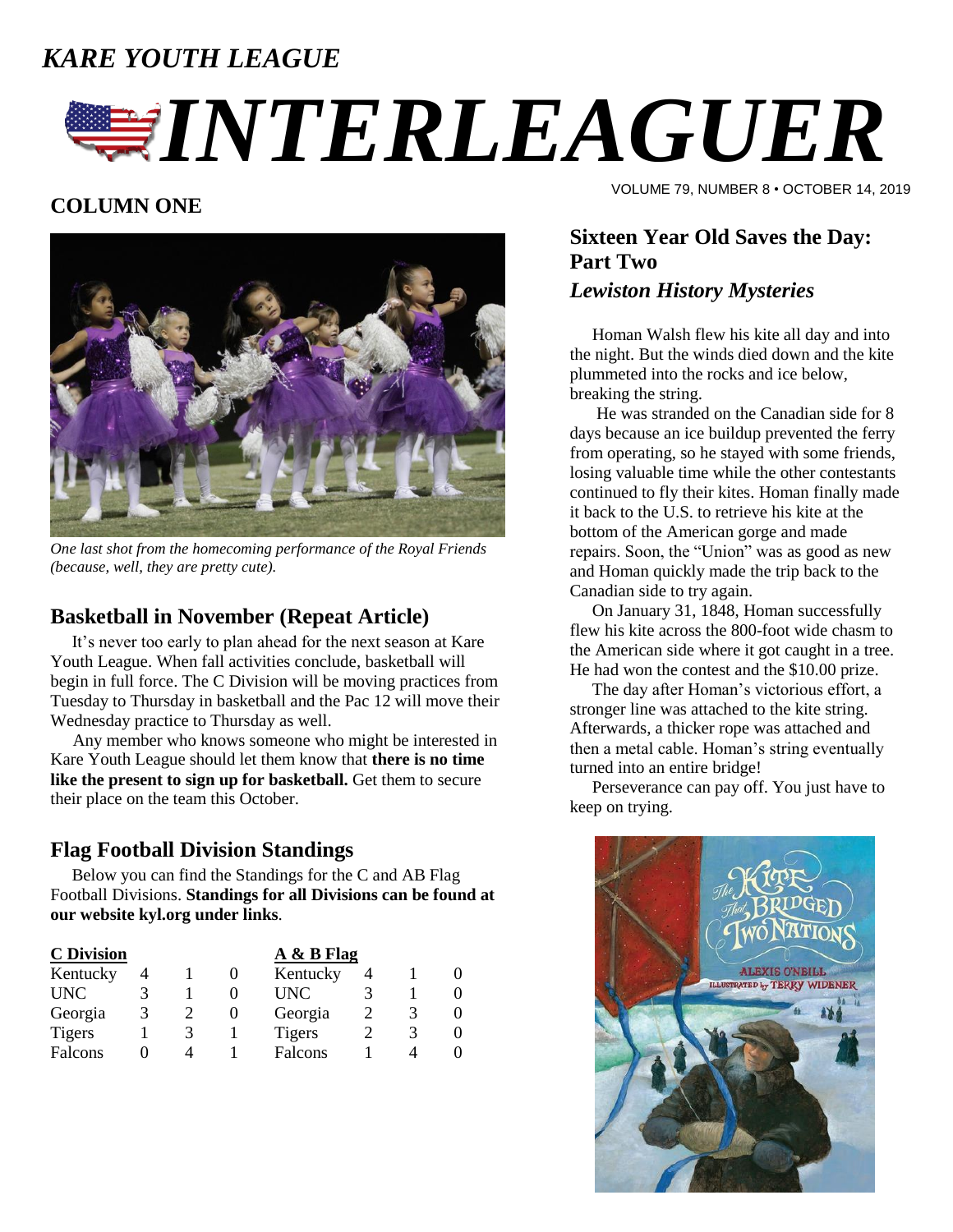*KARE YOUTH LEAGUE*

# *INTERLEAGUER*

VOLUME 79, NUMBER 8 • OCTOBER 14, 2019

## COLUMN ONE

*One last shot from the homecoming performance of the Royal Friends (because, well, they are pretty cute).*

## Basketball in November (Repeat Article)

It's never too early to plan ahead for the next season at Kare Youth League. When fall activities conclude, basketball will begin in full force. The C Division will be moving practices from Tuesday to Thursday in basketball and the Pac 12 will move their Wednesday practice to Thursday as well.

Any member who knows someone who might be interested in Kare Youth League should let them know that **there is no time like the present to sign up for basketball.** Get them to secure their place on the team this October.

## Flag Football Division Standings

Below you can find the Standings for the C and AB Flag Football Divisions. **Standings for all Divisions can be found at our website kyl.org under links**.

| **C Division** | | | |
|---|---|---|---|
| Kentucky | 4 | 1 | 0 |
| UNC | 3 | 1 | 0 |
| Georgia | 3 | 2 | 0 |
| Tigers | 1 | 3 | 1 |
| Falcons | 0 | 4 | 1 |

| **A & B Flag** | | | |
|---|---|---|---|
| Kentucky | 4 | 1 | 0 |
| UNC | 3 | 1 | 0 |
| Georgia | 2 | 3 | 0 |
| Tigers | 2 | 3 | 0 |
| Falcons | 1 | 4 | 0 |

## Sixteen Year Old Saves the Day: Part Two

### *Lewiston History Mysteries*

Homan Walsh flew his kite all day and into the night. But the winds died down and the kite plummeted into the rocks and ice below, breaking the string.

He was stranded on the Canadian side for 8 days because an ice buildup prevented the ferry from operating, so he stayed with some friends, losing valuable time while the other contestants continued to fly their kites. Homan finally made it back to the U.S. to retrieve his kite at the bottom of the American gorge and made repairs. Soon, the "Union" was as good as new and Homan quickly made the trip back to the Canadian side to try again.

On January 31, 1848, Homan successfully flew his kite across the 800-foot wide chasm to the American side where it got caught in a tree. He had won the contest and the $10.00 prize.

The day after Homan's victorious effort, a stronger line was attached to the kite string. Afterwards, a thicker rope was attached and then a metal cable. Homan's string eventually turned into an entire bridge!

Perseverance can pay off. You just have to keep on trying.